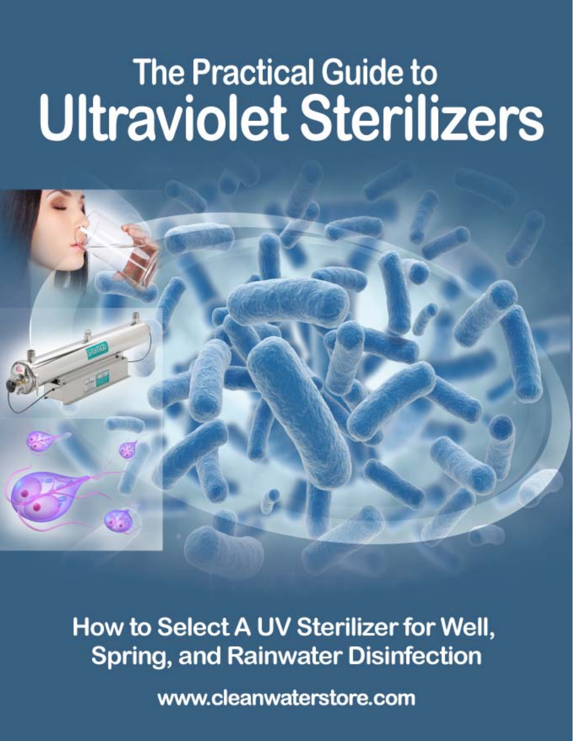# The Practical Guide to Ultraviolet Sterilizers

## How to Select A UV Sterilizer for Well, Spring, and Rainwater Disinfection

www.cleanwaterstore.com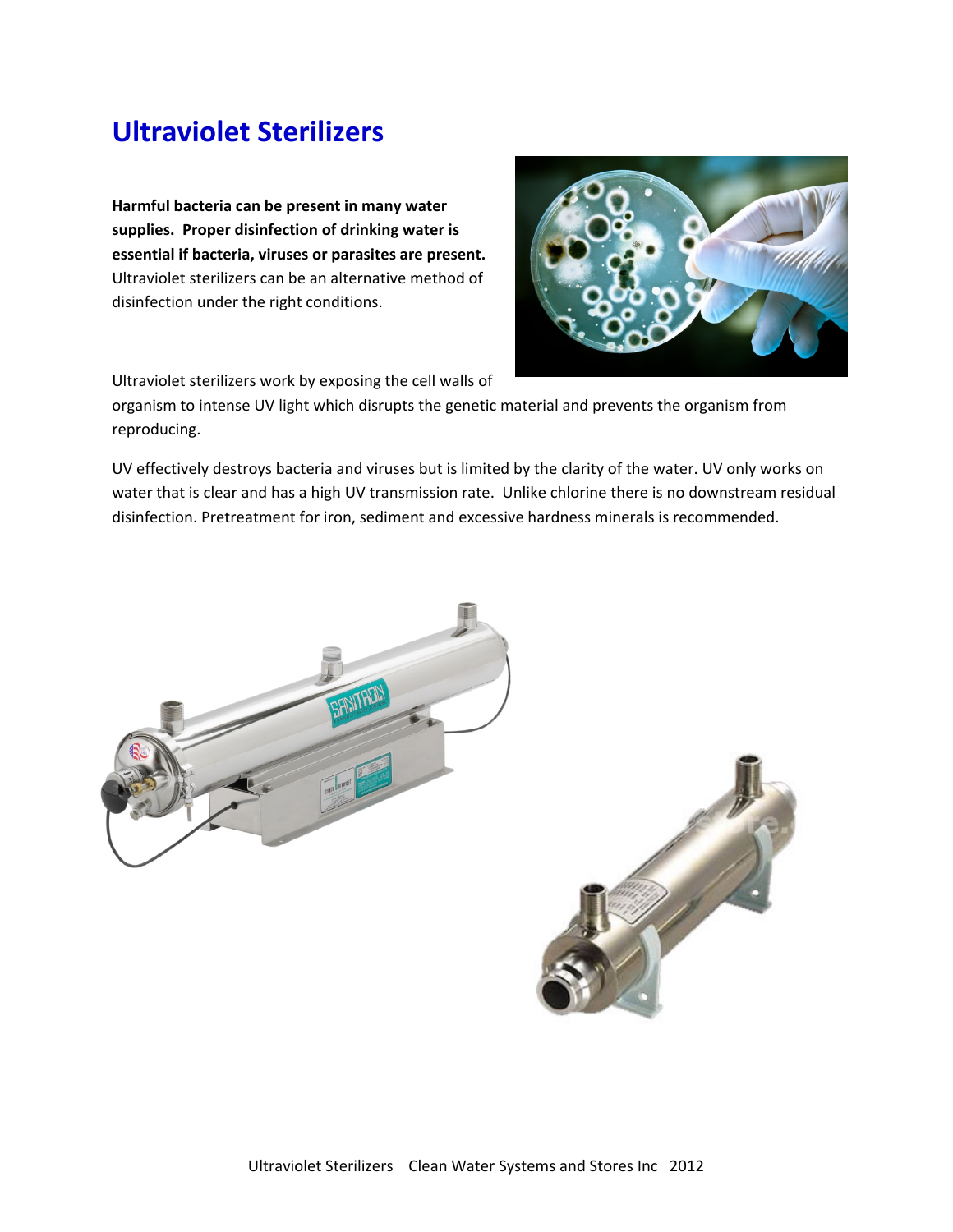# Ultraviolet Sterilizers

**Harmful bacteria can be present in many water supplies. Proper disinfection of drinking water is essential if bacteria, viruses or parasites are present.** Ultraviolet sterilizers can be an alternative method of disinfection under the right conditions.

Ultraviolet sterilizers work by exposing the cell walls of organism to intense UV light which disrupts the genetic material and prevents the organism from reproducing.

UV effectively destroys bacteria and viruses but is limited by the clarity of the water. UV only works on water that is clear and has a high UV transmission rate. Unlike chlorine there is no downstream residual disinfection. Pretreatment for iron, sediment and excessive hardness minerals is recommended.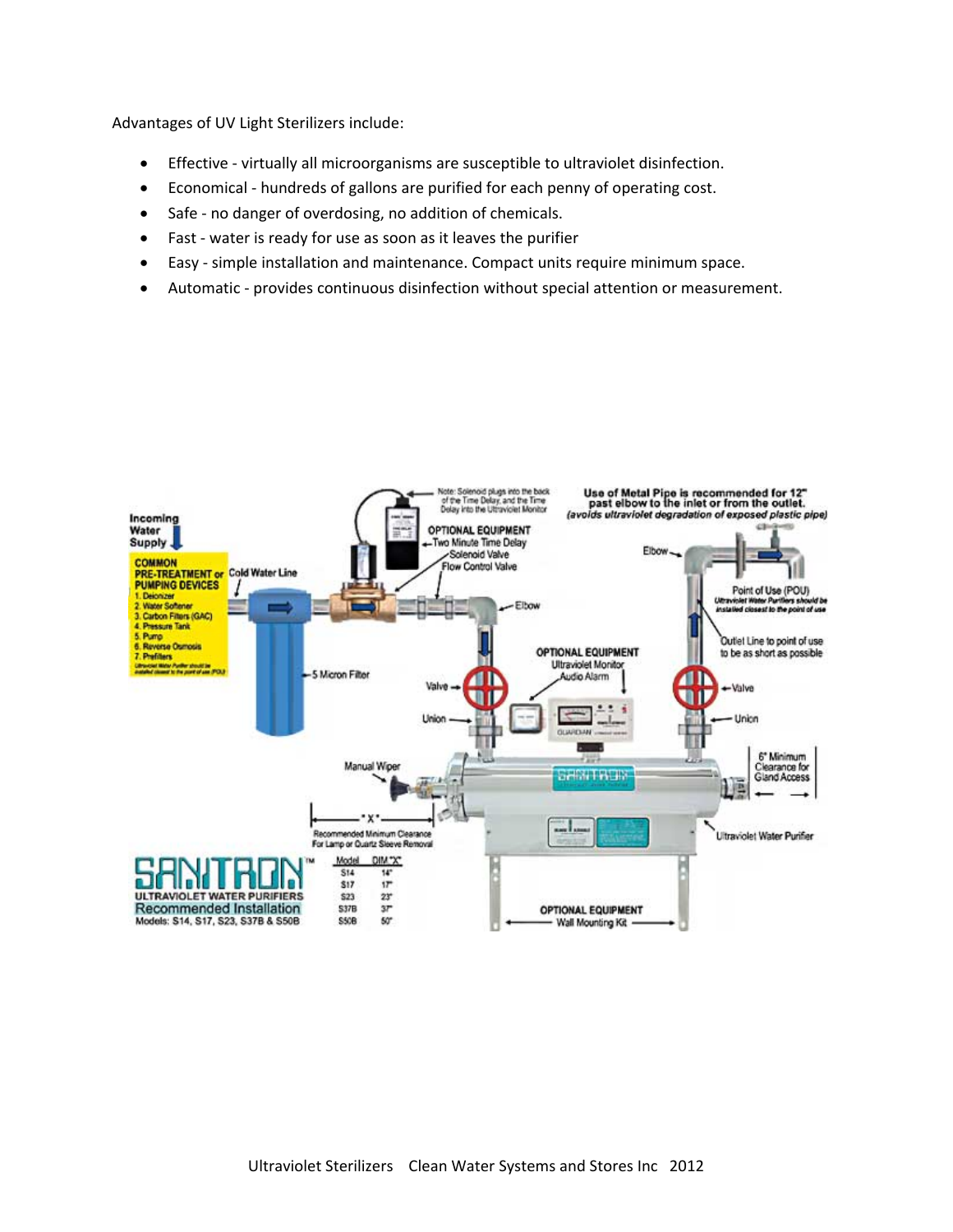Advantages of UV Light Sterilizers include:

- Effective - virtually all microorganisms are susceptible to ultraviolet disinfection.
- Economical - hundreds of gallons are purified for each penny of operating cost.
- Safe - no danger of overdosing, no addition of chemicals.
- Fast - water is ready for use as soon as it leaves the purifier
- Easy - simple installation and maintenance. Compact units require minimum space.
- Automatic - provides continuous disinfection without special attention or measurement.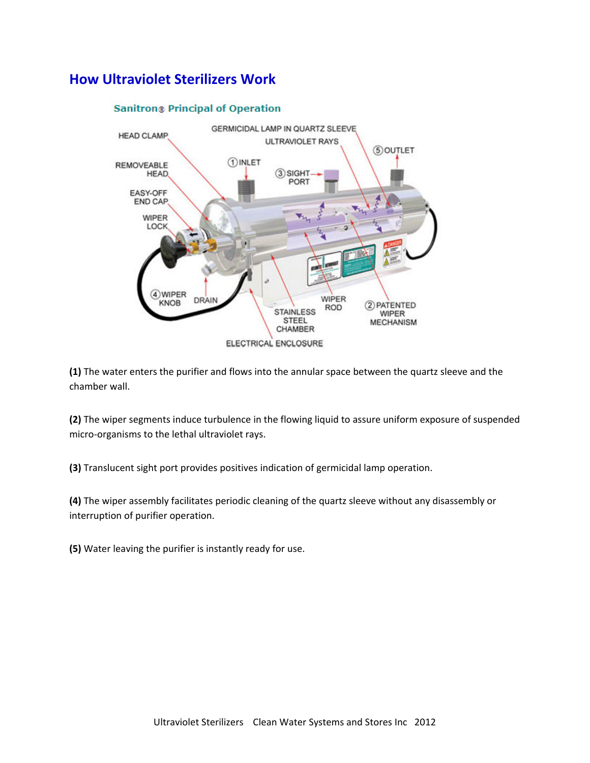# How Ultraviolet Sterilizers Work

**(1)** The water enters the purifier and flows into the annular space between the quartz sleeve and the chamber wall.

**(2)** The wiper segments induce turbulence in the flowing liquid to assure uniform exposure of suspended micro-organisms to the lethal ultraviolet rays.

**(3)** Translucent sight port provides positives indication of germicidal lamp operation.

**(4)** The wiper assembly facilitates periodic cleaning of the quartz sleeve without any disassembly or interruption of purifier operation.

**(5)** Water leaving the purifier is instantly ready for use.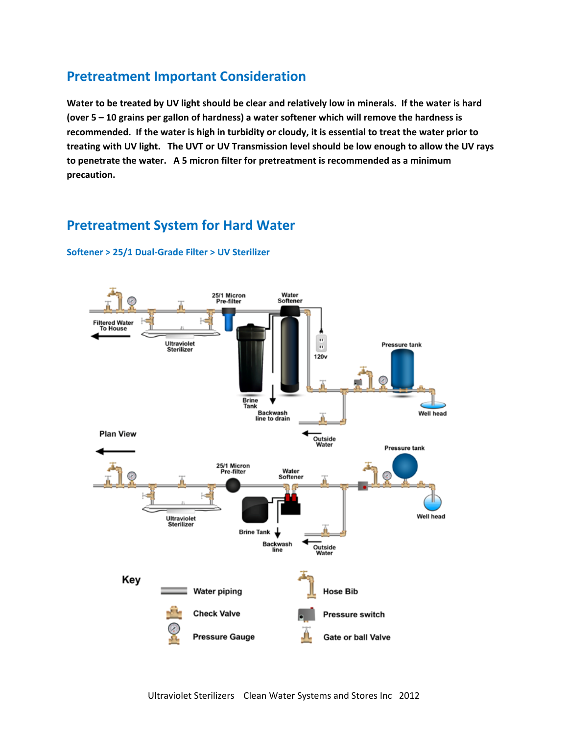## Pretreatment Important Consideration

**Water to be treated by UV light should be clear and relatively low in minerals. If the water is hard (over 5 – 10 grains per gallon of hardness) a water softener which will remove the hardness is recommended. If the water is high in turbidity or cloudy, it is essential to treat the water prior to treating with UV light. The UVT or UV Transmission level should be low enough to allow the UV rays to penetrate the water. A 5 micron filter for pretreatment is recommended as a minimum precaution.**

## Pretreatment System for Hard Water

### Softener > 25/1 Dual-Grade Filter > UV Sterilizer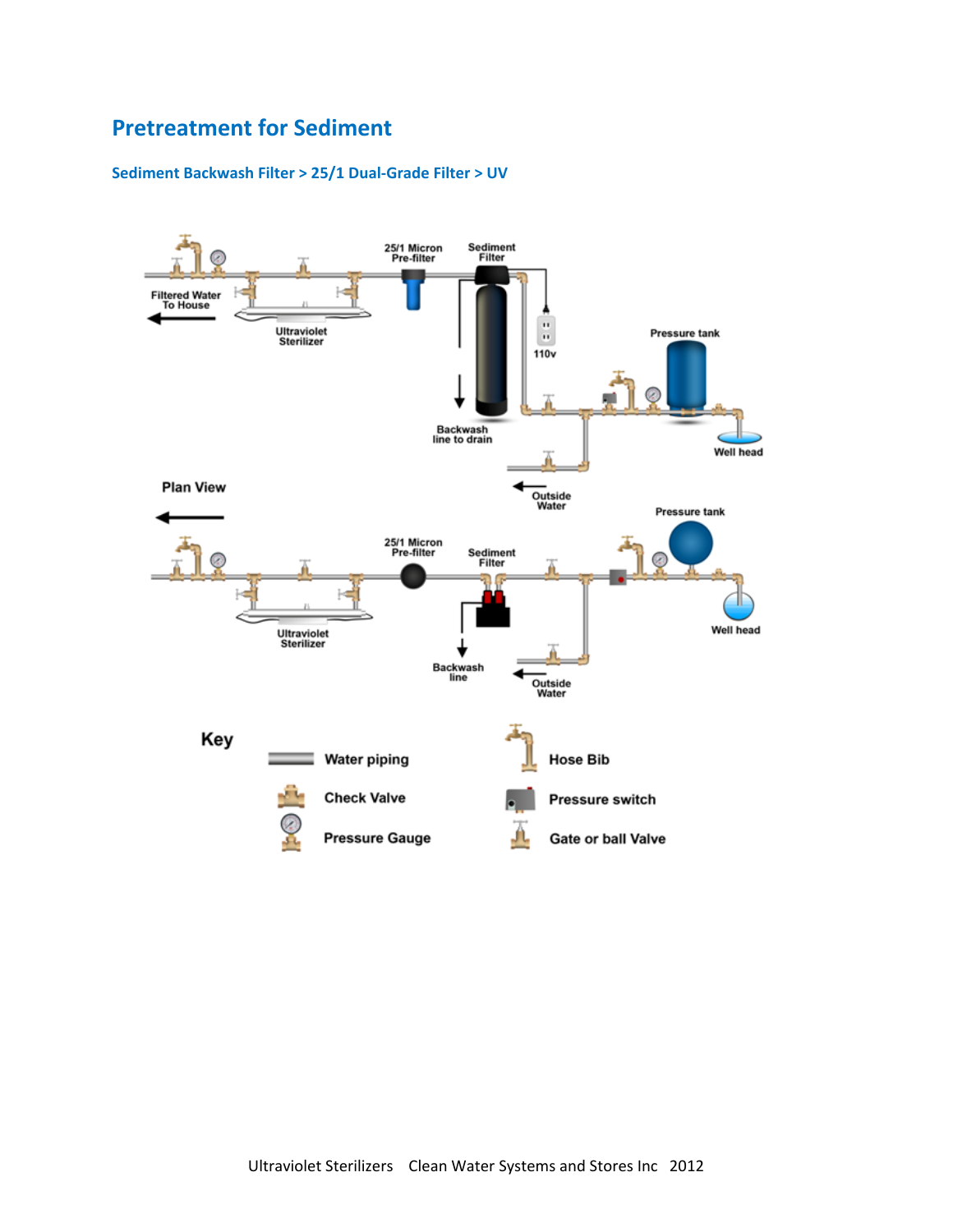## Pretreatment for Sediment

### Sediment Backwash Filter > 25/1 Dual-Grade Filter > UV

Filtered Water To House

25/1 Micron Pre-filter

Sediment Filter

110v

Pressure tank

Ultraviolet Sterilizer

Backwash line to drain

Well head

Outside Water

Plan View

25/1 Micron Pre-filter

Sediment Filter

Pressure tank

Ultraviolet Sterilizer

Backwash line

Well head

Outside Water

Key

Water piping

Check Valve

Pressure Gauge

Hose Bib

Pressure switch

Gate or ball Valve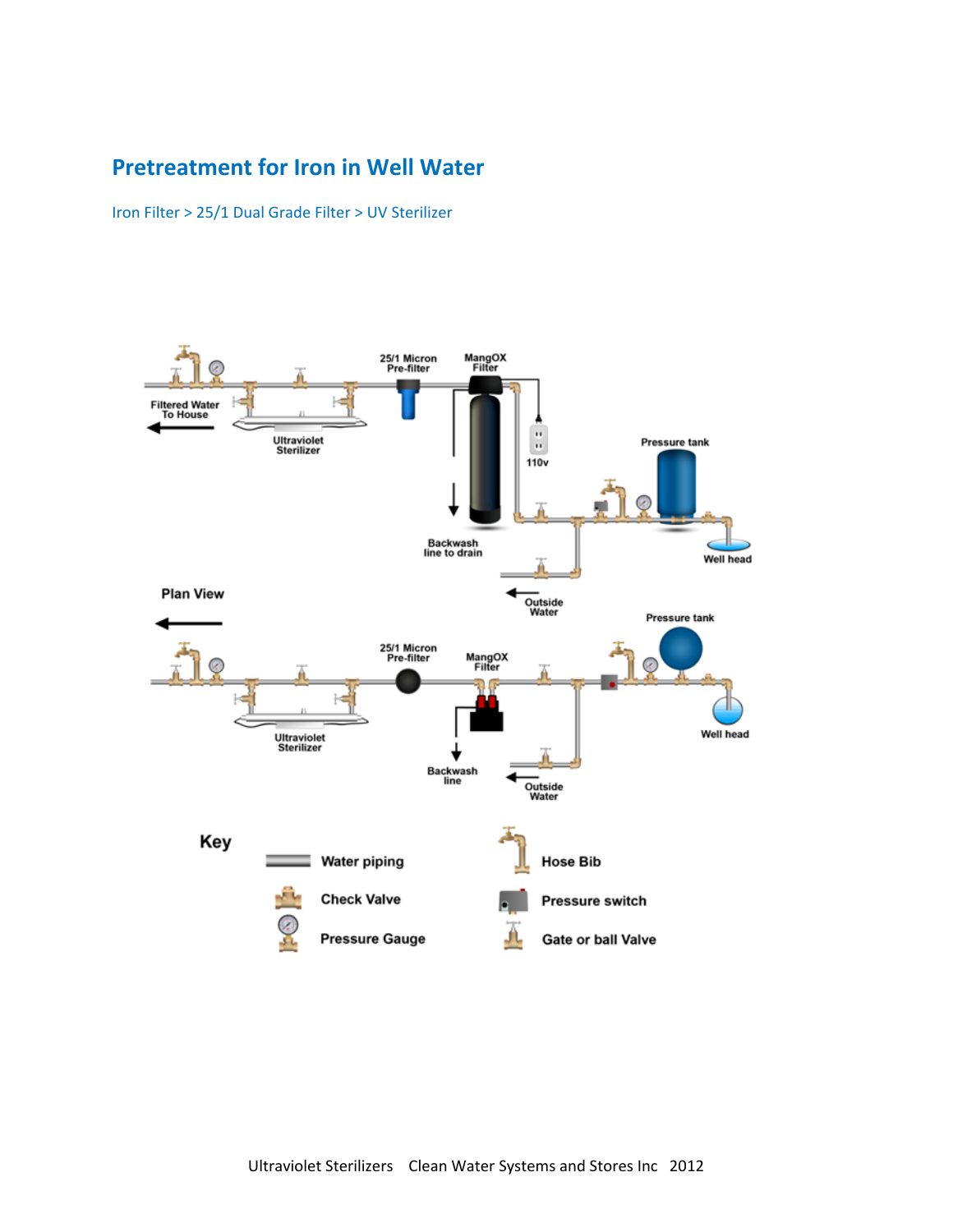## Pretreatment for Iron in Well Water

Iron Filter > 25/1 Dual Grade Filter > UV Sterilizer

25/1 Micron Pre-filter

MangOX Filter

Filtered Water To House

Ultraviolet Sterilizer

110v

Pressure tank

Backwash line to drain

Well head

Outside Water

Plan View

25/1 Micron Pre-filter

MangOX Filter

Pressure tank

Ultraviolet Sterilizer

Well head

Backwash line

Outside Water

**Key**

- Water piping
- Check Valve
- Pressure Gauge
- Hose Bib
- Pressure switch
- Gate or ball Valve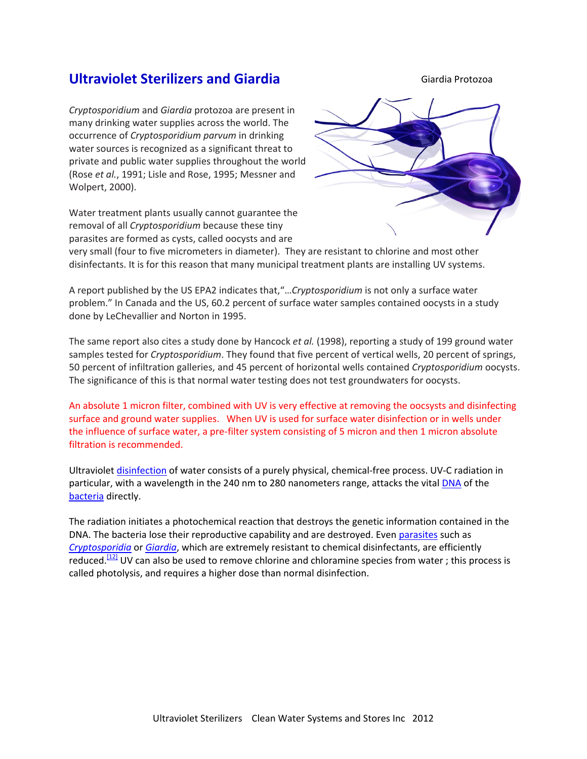# Ultraviolet Sterilizers and Giardia

Giardia Protozoa

*Cryptosporidium* and *Giardia* protozoa are present in many drinking water supplies across the world. The occurrence of *Cryptosporidium parvum* in drinking water sources is recognized as a significant threat to private and public water supplies throughout the world (Rose *et al.*, 1991; Lisle and Rose, 1995; Messner and Wolpert, 2000).

Water treatment plants usually cannot guarantee the removal of all *Cryptosporidium* because these tiny parasites are formed as cysts, called oocysts and are very small (four to five micrometers in diameter). They are resistant to chlorine and most other disinfectants. It is for this reason that many municipal treatment plants are installing UV systems.

A report published by the US EPA2 indicates that,"…*Cryptosporidium* is not only a surface water problem." In Canada and the US, 60.2 percent of surface water samples contained oocysts in a study done by LeChevallier and Norton in 1995.

The same report also cites a study done by Hancock *et al.* (1998), reporting a study of 199 ground water samples tested for *Cryptosporidium*. They found that five percent of vertical wells, 20 percent of springs, 50 percent of infiltration galleries, and 45 percent of horizontal wells contained *Cryptosporidium* oocysts. The significance of this is that normal water testing does not test groundwaters for oocysts.

An absolute 1 micron filter, combined with UV is very effective at removing the oocysts and disinfecting surface and ground water supplies. When UV is used for surface water disinfection or in wells under the influence of surface water, a pre-filter system consisting of 5 micron and then 1 micron absolute filtration is recommended.

Ultraviolet disinfection of water consists of a purely physical, chemical-free process. UV-C radiation in particular, with a wavelength in the 240 nm to 280 nanometers range, attacks the vital DNA of the bacteria directly.

The radiation initiates a photochemical reaction that destroys the genetic information contained in the DNA. The bacteria lose their reproductive capability and are destroyed. Even parasites such as *Cryptosporidia* or *Giardia*, which are extremely resistant to chemical disinfectants, are efficiently reduced.[12] UV can also be used to remove chlorine and chloramine species from water ; this process is called photolysis, and requires a higher dose than normal disinfection.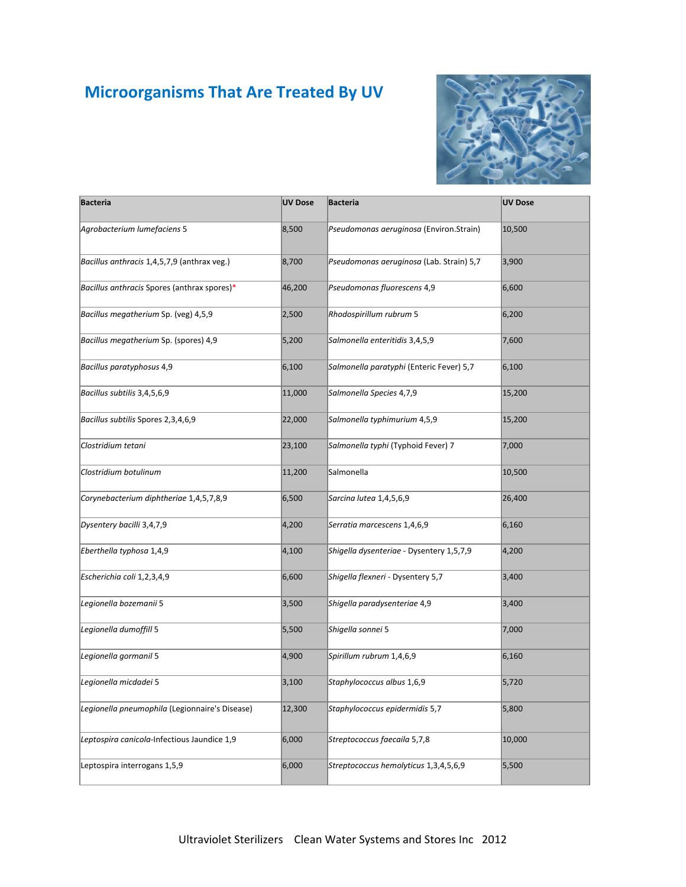# Microorganisms That Are Treated By UV

| Bacteria | UV Dose | Bacteria | UV Dose |
|---|---|---|---|
| *Agrobacterium lumefaciens* 5 | 8,500 | *Pseudomonas aeruginosa* (Environ.Strain) | 10,500 |
| *Bacillus anthracis* 1,4,5,7,9 (anthrax veg.) | 8,700 | *Pseudomonas aeruginosa* (Lab. Strain) 5,7 | 3,900 |
| *Bacillus anthracis* Spores (anthrax spores)* | 46,200 | *Pseudomonas fluorescens* 4,9 | 6,600 |
| *Bacillus megatherium* Sp. (veg) 4,5,9 | 2,500 | *Rhodospirillum rubrum* 5 | 6,200 |
| *Bacillus megatherium* Sp. (spores) 4,9 | 5,200 | *Salmonella enteritidis* 3,4,5,9 | 7,600 |
| *Bacillus paratyphosus* 4,9 | 6,100 | *Salmonella paratyphi* (Enteric Fever) 5,7 | 6,100 |
| *Bacillus subtilis* 3,4,5,6,9 | 11,000 | *Salmonella Species* 4,7,9 | 15,200 |
| *Bacillus subtilis* Spores 2,3,4,6,9 | 22,000 | *Salmonella typhimurium* 4,5,9 | 15,200 |
| *Clostridium tetani* | 23,100 | *Salmonella typhi* (Typhoid Fever) 7 | 7,000 |
| *Clostridium botulinum* | 11,200 | Salmonella | 10,500 |
| *Corynebacterium diphtheriae* 1,4,5,7,8,9 | 6,500 | *Sarcina lutea* 1,4,5,6,9 | 26,400 |
| *Dysentery bacilli* 3,4,7,9 | 4,200 | *Serratia marcescens* 1,4,6,9 | 6,160 |
| *Eberthella typhosa* 1,4,9 | 4,100 | *Shigella dysenteriae* - Dysentery 1,5,7,9 | 4,200 |
| *Escherichia coli* 1,2,3,4,9 | 6,600 | *Shigella flexneri* - Dysentery 5,7 | 3,400 |
| *Legionella bozemanii* 5 | 3,500 | *Shigella paradysenteriae* 4,9 | 3,400 |
| *Legionella dumoffill* 5 | 5,500 | *Shigella sonnei* 5 | 7,000 |
| *Legionella gormanil* 5 | 4,900 | *Spirillum rubrum* 1,4,6,9 | 6,160 |
| *Legionella micdadei* 5 | 3,100 | *Staphylococcus albus* 1,6,9 | 5,720 |
| *Legionella pneumophila* (Legionnaire's Disease) | 12,300 | *Staphylococcus epidermidis* 5,7 | 5,800 |
| *Leptospira canicola*-Infectious Jaundice 1,9 | 6,000 | *Streptococcus faecaila* 5,7,8 | 10,000 |
| Leptospira interrogans 1,5,9 | 6,000 | *Streptococcus hemolyticus* 1,3,4,5,6,9 | 5,500 |

Ultraviolet Sterilizers Clean Water Systems and Stores Inc 2012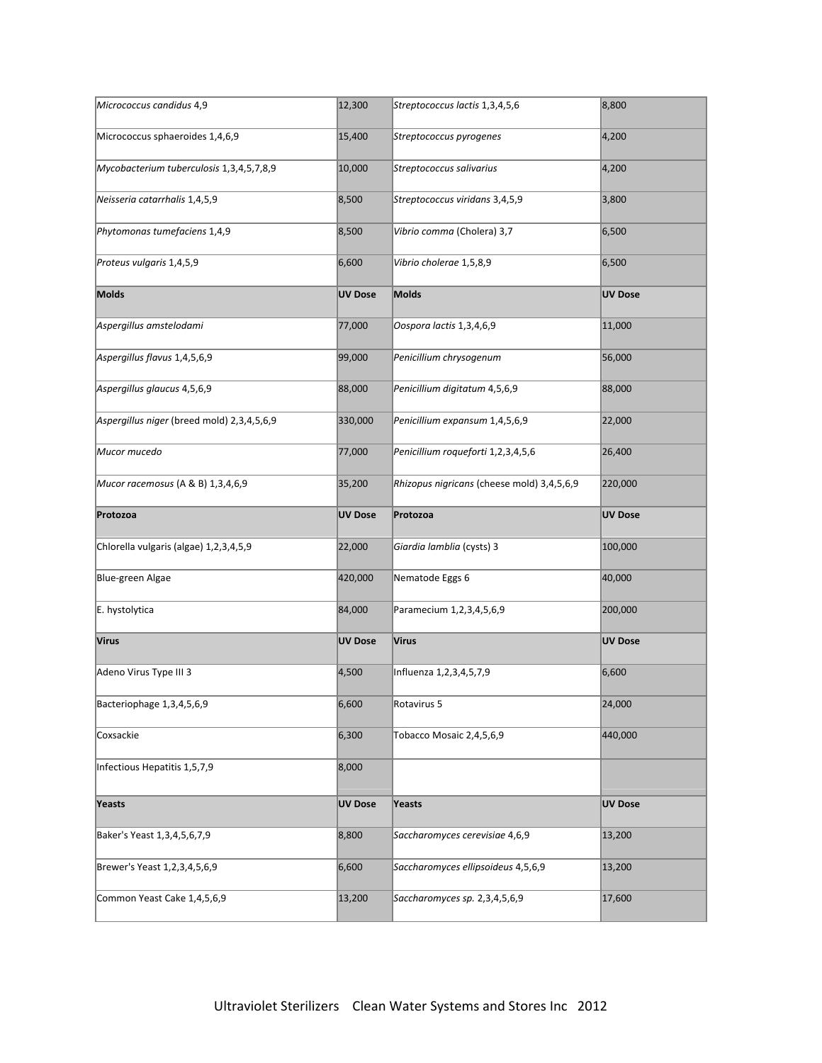| *Micrococcus candidus* 4,9 | 12,300 | *Streptococcus lactis* 1,3,4,5,6 | 8,800 |
|---|---|---|---|
| Micrococcus sphaeroides 1,4,6,9 | 15,400 | *Streptococcus pyrogenes* | 4,200 |
| *Mycobacterium tuberculosis* 1,3,4,5,7,8,9 | 10,000 | *Streptococcus salivarius* | 4,200 |
| *Neisseria catarrhalis* 1,4,5,9 | 8,500 | *Streptococcus viridans* 3,4,5,9 | 3,800 |
| *Phytomonas tumefaciens* 1,4,9 | 8,500 | *Vibrio comma* (Cholera) 3,7 | 6,500 |
| *Proteus vulgaris* 1,4,5,9 | 6,600 | *Vibrio cholerae* 1,5,8,9 | 6,500 |
| **Molds** | **UV Dose** | **Molds** | **UV Dose** |
| *Aspergillus amstelodami* | 77,000 | *Oospora lactis* 1,3,4,6,9 | 11,000 |
| *Aspergillus flavus* 1,4,5,6,9 | 99,000 | *Penicillium chrysogenum* | 56,000 |
| *Aspergillus glaucus* 4,5,6,9 | 88,000 | *Penicillium digitatum* 4,5,6,9 | 88,000 |
| *Aspergillus niger* (breed mold) 2,3,4,5,6,9 | 330,000 | *Penicillium expansum* 1,4,5,6,9 | 22,000 |
| *Mucor mucedo* | 77,000 | *Penicillium roqueforti* 1,2,3,4,5,6 | 26,400 |
| *Mucor racemosus* (A & B) 1,3,4,6,9 | 35,200 | *Rhizopus nigricans* (cheese mold) 3,4,5,6,9 | 220,000 |
| **Protozoa** | **UV Dose** | **Protozoa** | **UV Dose** |
| Chlorella vulgaris (algae) 1,2,3,4,5,9 | 22,000 | *Giardia lamblia* (cysts) 3 | 100,000 |
| Blue-green Algae | 420,000 | Nematode Eggs 6 | 40,000 |
| E. hystolytica | 84,000 | Paramecium 1,2,3,4,5,6,9 | 200,000 |
| **Virus** | **UV Dose** | **Virus** | **UV Dose** |
| Adeno Virus Type III 3 | 4,500 | Influenza 1,2,3,4,5,7,9 | 6,600 |
| Bacteriophage 1,3,4,5,6,9 | 6,600 | Rotavirus 5 | 24,000 |
| Coxsackie | 6,300 | Tobacco Mosaic 2,4,5,6,9 | 440,000 |
| Infectious Hepatitis 1,5,7,9 | 8,000 | | |
| **Yeasts** | **UV Dose** | **Yeasts** | **UV Dose** |
| Baker's Yeast 1,3,4,5,6,7,9 | 8,800 | *Saccharomyces cerevisiae* 4,6,9 | 13,200 |
| Brewer's Yeast 1,2,3,4,5,6,9 | 6,600 | *Saccharomyces ellipsoideus* 4,5,6,9 | 13,200 |
| Common Yeast Cake 1,4,5,6,9 | 13,200 | *Saccharomyces sp.* 2,3,4,5,6,9 | 17,600 |